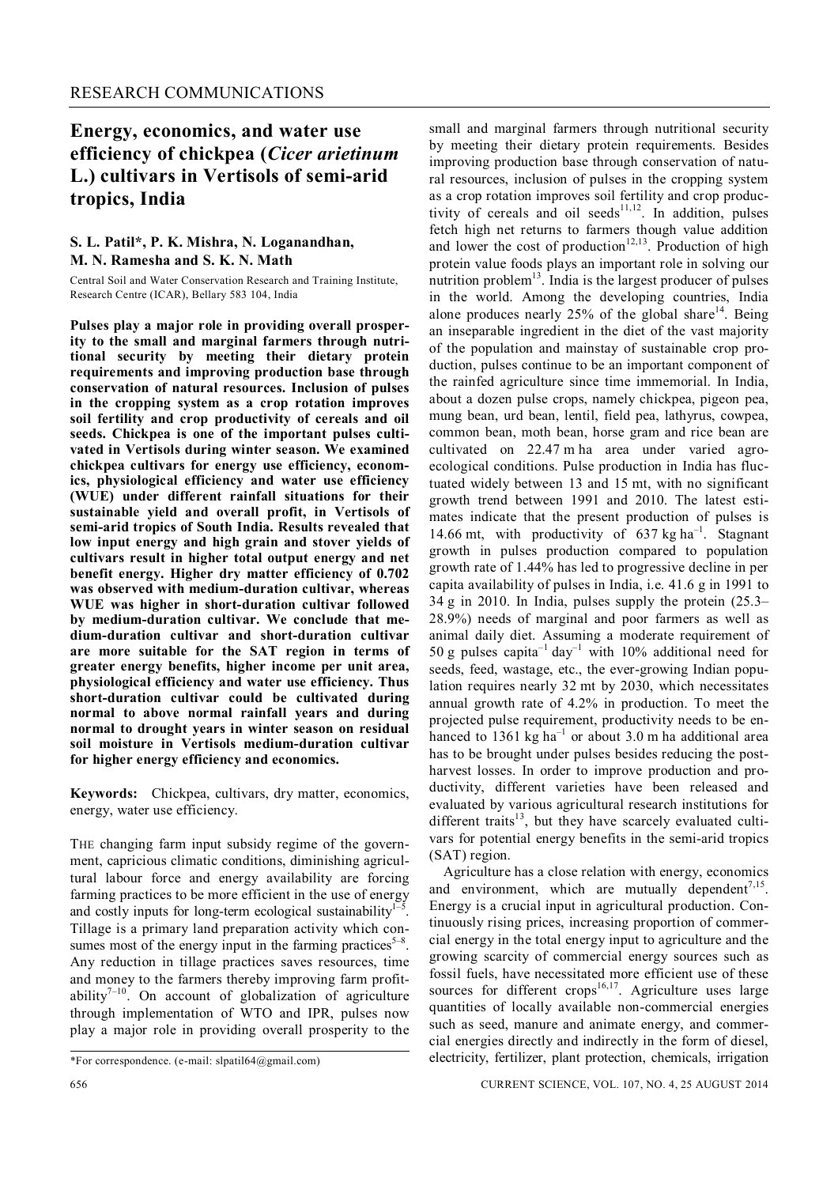RESEARCH COMMUNICATIONS

# Energy, economics, and water use efficiency of chickpea (*Cicer arietinum* L.) cultivars in Vertisols of semi-arid tropics, India

**S. L. Patil\*, P. K. Mishra, N. Loganandhan, M. N. Ramesha and S. K. N. Math**

Central Soil and Water Conservation Research and Training Institute, Research Centre (ICAR), Bellary 583 104, India

**Pulses play a major role in providing overall prosperity to the small and marginal farmers through nutritional security by meeting their dietary protein requirements and improving production base through conservation of natural resources. Inclusion of pulses in the cropping system as a crop rotation improves soil fertility and crop productivity of cereals and oil seeds. Chickpea is one of the important pulses cultivated in Vertisols during winter season. We examined chickpea cultivars for energy use efficiency, economics, physiological efficiency and water use efficiency (WUE) under different rainfall situations for their sustainable yield and overall profit, in Vertisols of semi-arid tropics of South India. Results revealed that low input energy and high grain and stover yields of cultivars result in higher total output energy and net benefit energy. Higher dry matter efficiency of 0.702 was observed with medium-duration cultivar, whereas WUE was higher in short-duration cultivar followed by medium-duration cultivar. We conclude that medium-duration cultivar and short-duration cultivar are more suitable for the SAT region in terms of greater energy benefits, higher income per unit area, physiological efficiency and water use efficiency. Thus short-duration cultivar could be cultivated during normal to above normal rainfall years and during normal to drought years in winter season on residual soil moisture in Vertisols medium-duration cultivar for higher energy efficiency and economics.**

**Keywords:** Chickpea, cultivars, dry matter, economics, energy, water use efficiency.

THE changing farm input subsidy regime of the government, capricious climatic conditions, diminishing agricultural labour force and energy availability are forcing farming practices to be more efficient in the use of energy and costly inputs for long-term ecological sustainability[1–5]. Tillage is a primary land preparation activity which consumes most of the energy input in the farming practices[5–8]. Any reduction in tillage practices saves resources, time and money to the farmers thereby improving farm profitability[7–10]. On account of globalization of agriculture through implementation of WTO and IPR, pulses now play a major role in providing overall prosperity to the small and marginal farmers through nutritional security by meeting their dietary protein requirements. Besides improving production base through conservation of natural resources, inclusion of pulses in the cropping system as a crop rotation improves soil fertility and crop productivity of cereals and oil seeds[11,12]. In addition, pulses fetch high net returns to farmers though value addition and lower the cost of production[12,13]. Production of high protein value foods plays an important role in solving our nutrition problem[13]. India is the largest producer of pulses in the world. Among the developing countries, India alone produces nearly 25% of the global share[14]. Being an inseparable ingredient in the diet of the vast majority of the population and mainstay of sustainable crop production, pulses continue to be an important component of the rainfed agriculture since time immemorial. In India, about a dozen pulse crops, namely chickpea, pigeon pea, mung bean, urd bean, lentil, field pea, lathyrus, cowpea, common bean, moth bean, horse gram and rice bean are cultivated on 22.47 m ha area under varied agro-ecological conditions. Pulse production in India has fluctuated widely between 13 and 15 mt, with no significant growth trend between 1991 and 2010. The latest estimates indicate that the present production of pulses is 14.66 mt, with productivity of 637 kg ha$^{-1}$. Stagnant growth in pulses production compared to population growth rate of 1.44% has led to progressive decline in per capita availability of pulses in India, i.e. 41.6 g in 1991 to 34 g in 2010. In India, pulses supply the protein (25.3–28.9%) needs of marginal and poor farmers as well as animal daily diet. Assuming a moderate requirement of 50 g pulses capita$^{-1}$ day$^{-1}$ with 10% additional need for seeds, feed, wastage, etc., the ever-growing Indian population requires nearly 32 mt by 2030, which necessitates annual growth rate of 4.2% in production. To meet the projected pulse requirement, productivity needs to be enhanced to 1361 kg ha$^{-1}$ or about 3.0 m ha additional area has to be brought under pulses besides reducing the post-harvest losses. In order to improve production and productivity, different varieties have been released and evaluated by various agricultural research institutions for different traits[13], but they have scarcely evaluated cultivars for potential energy benefits in the semi-arid tropics (SAT) region.

Agriculture has a close relation with energy, economics and environment, which are mutually dependent[7,15]. Energy is a crucial input in agricultural production. Continuously rising prices, increasing proportion of commercial energy in the total energy input to agriculture and the growing scarcity of commercial energy sources such as fossil fuels, have necessitated more efficient use of these sources for different crops[16,17]. Agriculture uses large quantities of locally available non-commercial energies such as seed, manure and animate energy, and commercial energies directly and indirectly in the form of diesel, electricity, fertilizer, plant protection, chemicals, irrigation

\*For correspondence. (e-mail: slpatil64@gmail.com)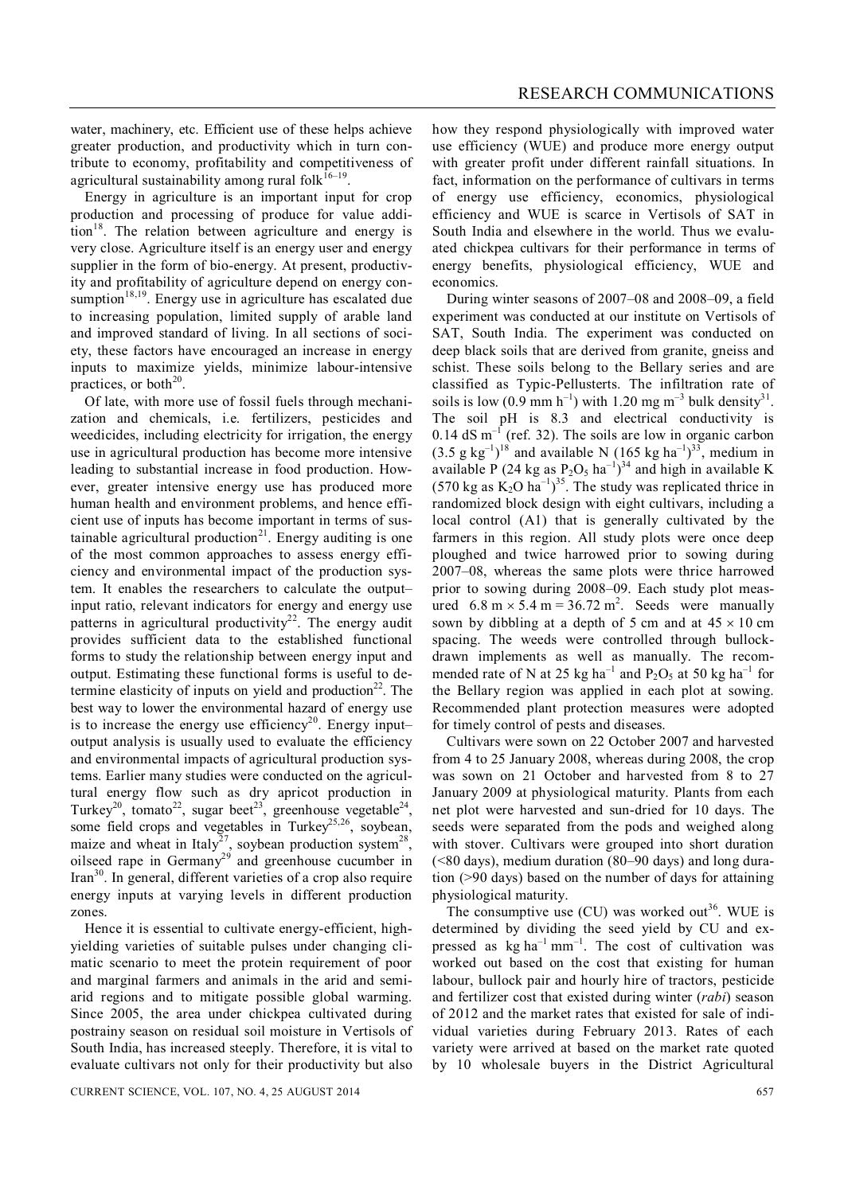water, machinery, etc. Efficient use of these helps achieve greater production, and productivity which in turn contribute to economy, profitability and competitiveness of agricultural sustainability among rural folk[16–19].

Energy in agriculture is an important input for crop production and processing of produce for value addition[18]. The relation between agriculture and energy is very close. Agriculture itself is an energy user and energy supplier in the form of bio-energy. At present, productivity and profitability of agriculture depend on energy consumption[18,19]. Energy use in agriculture has escalated due to increasing population, limited supply of arable land and improved standard of living. In all sections of society, these factors have encouraged an increase in energy inputs to maximize yields, minimize labour-intensive practices, or both[20].

Of late, with more use of fossil fuels through mechanization and chemicals, i.e. fertilizers, pesticides and weedicides, including electricity for irrigation, the energy use in agricultural production has become more intensive leading to substantial increase in food production. However, greater intensive energy use has produced more human health and environment problems, and hence efficient use of inputs has become important in terms of sustainable agricultural production[21]. Energy auditing is one of the most common approaches to assess energy efficiency and environmental impact of the production system. It enables the researchers to calculate the output–input ratio, relevant indicators for energy and energy use patterns in agricultural productivity[22]. The energy audit provides sufficient data to the established functional forms to study the relationship between energy input and output. Estimating these functional forms is useful to determine elasticity of inputs on yield and production[22]. The best way to lower the environmental hazard of energy use is to increase the energy use efficiency[20]. Energy input–output analysis is usually used to evaluate the efficiency and environmental impacts of agricultural production systems. Earlier many studies were conducted on the agricultural energy flow such as dry apricot production in Turkey[20], tomato[22], sugar beet[23], greenhouse vegetable[24], some field crops and vegetables in Turkey[25,26], soybean, maize and wheat in Italy[27], soybean production system[28], oilseed rape in Germany[29] and greenhouse cucumber in Iran[30]. In general, different varieties of a crop also require energy inputs at varying levels in different production zones.

Hence it is essential to cultivate energy-efficient, high-yielding varieties of suitable pulses under changing climatic scenario to meet the protein requirement of poor and marginal farmers and animals in the arid and semi-arid regions and to mitigate possible global warming. Since 2005, the area under chickpea cultivated during postrainy season on residual soil moisture in Vertisols of South India, has increased steeply. Therefore, it is vital to evaluate cultivars not only for their productivity but also how they respond physiologically with improved water use efficiency (WUE) and produce more energy output with greater profit under different rainfall situations. In fact, information on the performance of cultivars in terms of energy use efficiency, economics, physiological efficiency and WUE is scarce in Vertisols of SAT in South India and elsewhere in the world. Thus we evaluated chickpea cultivars for their performance in terms of energy benefits, physiological efficiency, WUE and economics.

During winter seasons of 2007–08 and 2008–09, a field experiment was conducted at our institute on Vertisols of SAT, South India. The experiment was conducted on deep black soils that are derived from granite, gneiss and schist. These soils belong to the Bellary series and are classified as Typic-Pellusterts. The infiltration rate of soils is low (0.9 mm $h^{-1}$) with 1.20 mg $m^{-3}$ bulk density[31]. The soil pH is 8.3 and electrical conductivity is 0.14 dS $m^{-1}$ (ref. 32). The soils are low in organic carbon (3.5 g $kg^{-1}$)[18] and available N (165 kg $ha^{-1}$)[33], medium in available P (24 kg as $P_2O_5$ $ha^{-1}$)[34] and high in available K (570 kg as $K_2O$ $ha^{-1}$)[35]. The study was replicated thrice in randomized block design with eight cultivars, including a local control (A1) that is generally cultivated by the farmers in this region. All study plots were once deep ploughed and twice harrowed prior to sowing during 2007–08, whereas the same plots were thrice harrowed prior to sowing during 2008–09. Each study plot measured $6.8 \text{ m} \times 5.4 \text{ m} = 36.72 \text{ m}^2$. Seeds were manually sown by dibbling at a depth of 5 cm and at $45 \times 10$ cm spacing. The weeds were controlled through bullock-drawn implements as well as manually. The recommended rate of N at 25 kg $ha^{-1}$ and $P_2O_5$ at 50 kg $ha^{-1}$ for the Bellary region was applied in each plot at sowing. Recommended plant protection measures were adopted for timely control of pests and diseases.

Cultivars were sown on 22 October 2007 and harvested from 4 to 25 January 2008, whereas during 2008, the crop was sown on 21 October and harvested from 8 to 27 January 2009 at physiological maturity. Plants from each net plot were harvested and sun-dried for 10 days. The seeds were separated from the pods and weighed along with stover. Cultivars were grouped into short duration (<80 days), medium duration (80–90 days) and long duration (>90 days) based on the number of days for attaining physiological maturity.

The consumptive use (CU) was worked out[36]. WUE is determined by dividing the seed yield by CU and expressed as kg $ha^{-1}$ $mm^{-1}$. The cost of cultivation was worked out based on the cost that existing for human labour, bullock pair and hourly hire of tractors, pesticide and fertilizer cost that existed during winter (*rabi*) season of 2012 and the market rates that existed for sale of individual varieties during February 2013. Rates of each variety were arrived at based on the market rate quoted by 10 wholesale buyers in the District Agricultural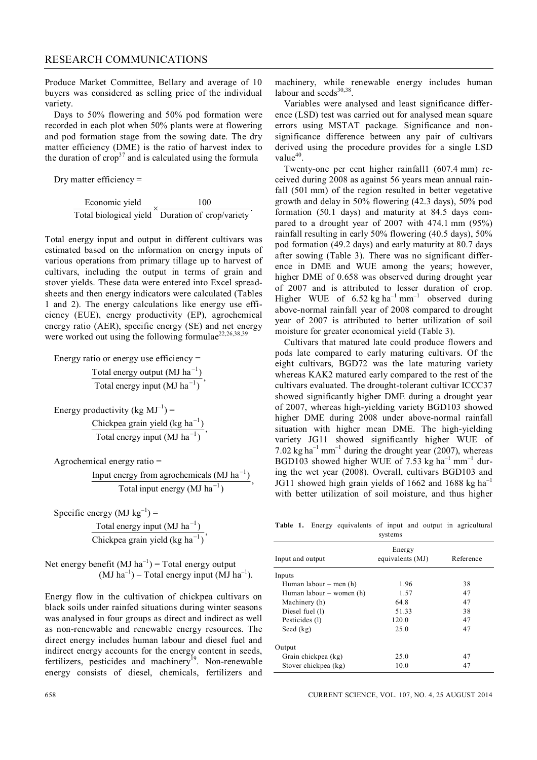Produce Market Committee, Bellary and average of 10 buyers was considered as selling price of the individual variety.

Days to 50% flowering and 50% pod formation were recorded in each plot when 50% plants were at flowering and pod formation stage from the sowing date. The dry matter efficiency (DME) is the ratio of harvest index to the duration of crop[37] and is calculated using the formula

Dry matter efficiency =

$$\frac{\text{Economic yield}}{\text{Total biological yield}} \times \frac{100}{\text{Duration of crop/variety}}.$$

Total energy input and output in different cultivars was estimated based on the information on energy inputs of various operations from primary tillage up to harvest of cultivars, including the output in terms of grain and stover yields. These data were entered into Excel spreadsheets and then energy indicators were calculated (Tables 1 and 2). The energy calculations like energy use efficiency (EUE), energy productivity (EP), agrochemical energy ratio (AER), specific energy (SE) and net energy were worked out using the following formulae[22,26,38,39]

Energy ratio or energy use efficiency =

$$\frac{\text{Total energy output (MJ ha}^{-1})}{\text{Total energy input (MJ ha}^{-1})},$$

Energy productivity (kg $MJ^{-1}$) =

$$\frac{\text{Chickpea grain yield (kg ha}^{-1})}{\text{Total energy input (MJ ha}^{-1})},$$

Agrochemical energy ratio =

$$\frac{\text{Input energy from agrochemicals (MJ ha}^{-1})}{\text{Total input energy (MJ ha}^{-1})},$$

Specific energy (MJ $kg^{-1}$) =

$$\frac{\text{Total energy input (MJ ha}^{-1})}{\text{Chickpea grain yield (kg ha}^{-1})},$$

Net energy benefit (MJ $ha^{-1}$) = Total energy output (MJ $ha^{-1}$) – Total energy input (MJ $ha^{-1}$).

Energy flow in the cultivation of chickpea cultivars on black soils under rainfed situations during winter seasons was analysed in four groups as direct and indirect as well as non-renewable and renewable energy resources. The direct energy includes human labour and diesel fuel and indirect energy accounts for the energy content in seeds, fertilizers, pesticides and machinery[19]. Non-renewable energy consists of diesel, chemicals, fertilizers and machinery, while renewable energy includes human labour and seeds[30,38].

Variables were analysed and least significance difference (LSD) test was carried out for analysed mean square errors using MSTAT package. Significance and non-significance difference between any pair of cultivars derived using the procedure provides for a single LSD value[40].

Twenty-one per cent higher rainfall1 (607.4 mm) received during 2008 as against 56 years mean annual rainfall (501 mm) of the region resulted in better vegetative growth and delay in 50% flowering (42.3 days), 50% pod formation (50.1 days) and maturity at 84.5 days compared to a drought year of 2007 with 474.1 mm (95%) rainfall resulting in early 50% flowering (40.5 days), 50% pod formation (49.2 days) and early maturity at 80.7 days after sowing (Table 3). There was no significant difference in DME and WUE among the years; however, higher DME of 0.658 was observed during drought year of 2007 and is attributed to lesser duration of crop. Higher WUE of 6.52 kg $ha^{-1}$ $mm^{-1}$ observed during above-normal rainfall year of 2008 compared to drought year of 2007 is attributed to better utilization of soil moisture for greater economical yield (Table 3).

Cultivars that matured late could produce flowers and pods late compared to early maturing cultivars. Of the eight cultivars, BGD72 was the late maturing variety whereas KAK2 matured early compared to the rest of the cultivars evaluated. The drought-tolerant cultivar ICCC37 showed significantly higher DME during a drought year of 2007, whereas high-yielding variety BGD103 showed higher DME during 2008 under above-normal rainfall situation with higher mean DME. The high-yielding variety JG11 showed significantly higher WUE of 7.02 kg $ha^{-1}$ $mm^{-1}$ during the drought year (2007), whereas BGD103 showed higher WUE of 7.53 kg $ha^{-1}$ $mm^{-1}$ during the wet year (2008). Overall, cultivars BGD103 and JG11 showed high grain yields of 1662 and 1688 kg $ha^{-1}$ with better utilization of soil moisture, and thus higher

**Table 1.** Energy equivalents of input and output in agricultural systems

| Input and output | Energy equivalents (MJ) | Reference |
|---|---|---|
| Inputs | | |
| Human labour – men (h) | 1.96 | 38 |
| Human labour – women (h) | 1.57 | 47 |
| Machinery (h) | 64.8 | 47 |
| Diesel fuel (l) | 51.33 | 38 |
| Pesticides (l) | 120.0 | 47 |
| Seed (kg) | 25.0 | 47 |
| Output | | |
| Grain chickpea (kg) | 25.0 | 47 |
| Stover chickpea (kg) | 10.0 | 47 |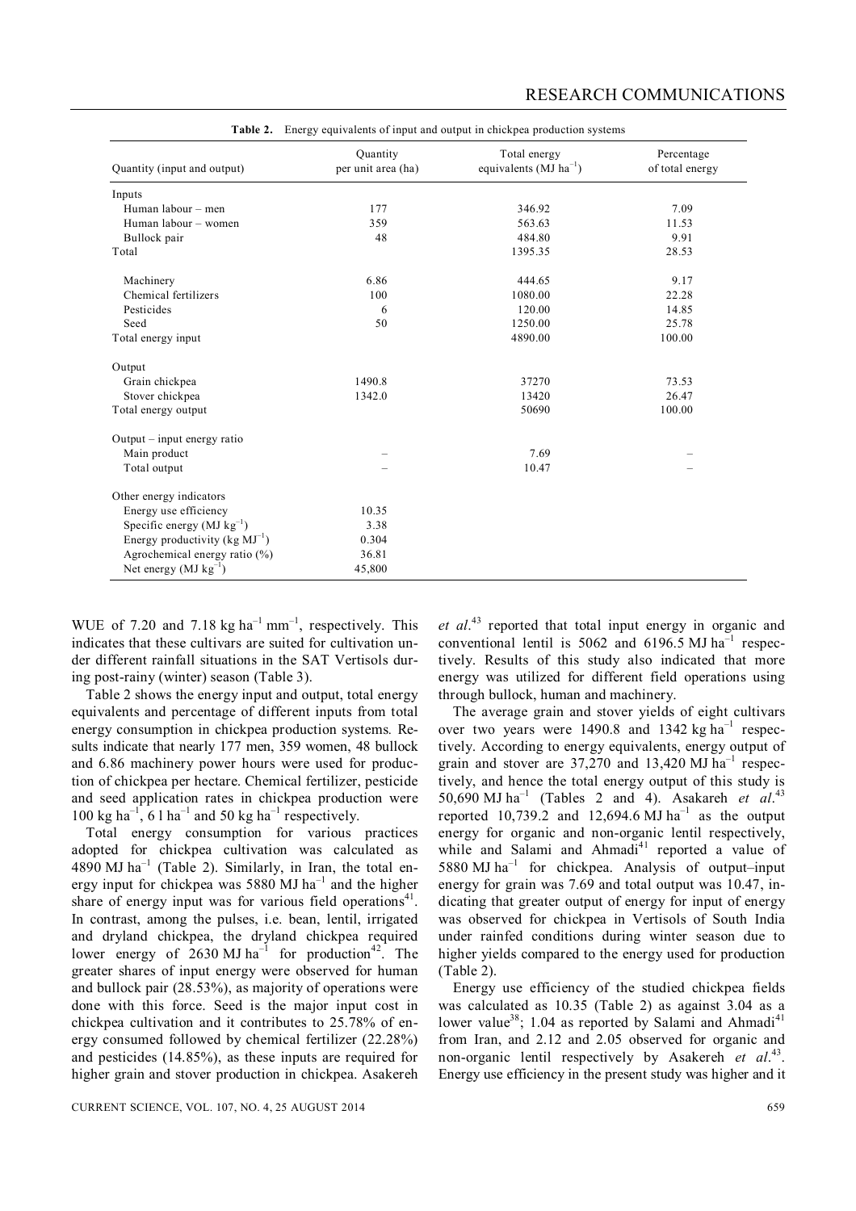**Table 2.** Energy equivalents of input and output in chickpea production systems

| Quantity (input and output) | Quantity per unit area (ha) | Total energy equivalents (MJ $ha^{-1}$) | Percentage of total energy |
|---|---|---|---|
| Inputs | | | |
| Human labour – men | 177 | 346.92 | 7.09 |
| Human labour – women | 359 | 563.63 | 11.53 |
| Bullock pair | 48 | 484.80 | 9.91 |
| Total | | 1395.35 | 28.53 |
| Machinery | 6.86 | 444.65 | 9.17 |
| Chemical fertilizers | 100 | 1080.00 | 22.28 |
| Pesticides | 6 | 120.00 | 14.85 |
| Seed | 50 | 1250.00 | 25.78 |
| Total energy input | | 4890.00 | 100.00 |
| Output | | | |
| Grain chickpea | 1490.8 | 37270 | 73.53 |
| Stover chickpea | 1342.0 | 13420 | 26.47 |
| Total energy output | | 50690 | 100.00 |
| Output – input energy ratio | | | |
| Main product | – | 7.69 | – |
| Total output | – | 10.47 | – |
| Other energy indicators | | | |
| Energy use efficiency | 10.35 | | |
| Specific energy (MJ $kg^{-1}$) | 3.38 | | |
| Energy productivity (kg $MJ^{-1}$) | 0.304 | | |
| Agrochemical energy ratio (%) | 36.81 | | |
| Net energy (MJ $kg^{-1}$) | 45,800 | | |

WUE of 7.20 and 7.18 kg $ha^{-1}$ $mm^{-1}$, respectively. This indicates that these cultivars are suited for cultivation under different rainfall situations in the SAT Vertisols during post-rainy (winter) season (Table 3).

Table 2 shows the energy input and output, total energy equivalents and percentage of different inputs from total energy consumption in chickpea production systems. Results indicate that nearly 177 men, 359 women, 48 bullock and 6.86 machinery power hours were used for production of chickpea per hectare. Chemical fertilizer, pesticide and seed application rates in chickpea production were 100 kg $ha^{-1}$, 6 l $ha^{-1}$ and 50 kg $ha^{-1}$ respectively.

Total energy consumption for various practices adopted for chickpea cultivation was calculated as 4890 MJ $ha^{-1}$ (Table 2). Similarly, in Iran, the total energy input for chickpea was 5880 MJ $ha^{-1}$ and the higher share of energy input was for various field operations[41]. In contrast, among the pulses, i.e. bean, lentil, irrigated and dryland chickpea, the dryland chickpea required lower energy of 2630 MJ $ha^{-1}$ for production[42]. The greater shares of input energy were observed for human and bullock pair (28.53%), as majority of operations were done with this force. Seed is the major input cost in chickpea cultivation and it contributes to 25.78% of energy consumed followed by chemical fertilizer (22.28%) and pesticides (14.85%), as these inputs are required for higher grain and stover production in chickpea. Asakereh *et al*.[43] reported that total input energy in organic and conventional lentil is 5062 and 6196.5 MJ $ha^{-1}$ respectively. Results of this study also indicated that more energy was utilized for different field operations using through bullock, human and machinery.

The average grain and stover yields of eight cultivars over two years were 1490.8 and 1342 kg $ha^{-1}$ respectively. According to energy equivalents, energy output of grain and stover are 37,270 and 13,420 MJ $ha^{-1}$ respectively, and hence the total energy output of this study is 50,690 MJ $ha^{-1}$ (Tables 2 and 4). Asakareh *et al*.[43] reported 10,739.2 and 12,694.6 MJ $ha^{-1}$ as the output energy for organic and non-organic lentil respectively, while and Salami and Ahmadi[41] reported a value of 5880 MJ $ha^{-1}$ for chickpea. Analysis of output–input energy for grain was 7.69 and total output was 10.47, indicating that greater output of energy for input of energy was observed for chickpea in Vertisols of South India under rainfed conditions during winter season due to higher yields compared to the energy used for production (Table 2).

Energy use efficiency of the studied chickpea fields was calculated as 10.35 (Table 2) as against 3.04 as a lower value[38]; 1.04 as reported by Salami and Ahmadi[41] from Iran, and 2.12 and 2.05 observed for organic and non-organic lentil respectively by Asakereh *et al*.[43]. Energy use efficiency in the present study was higher and it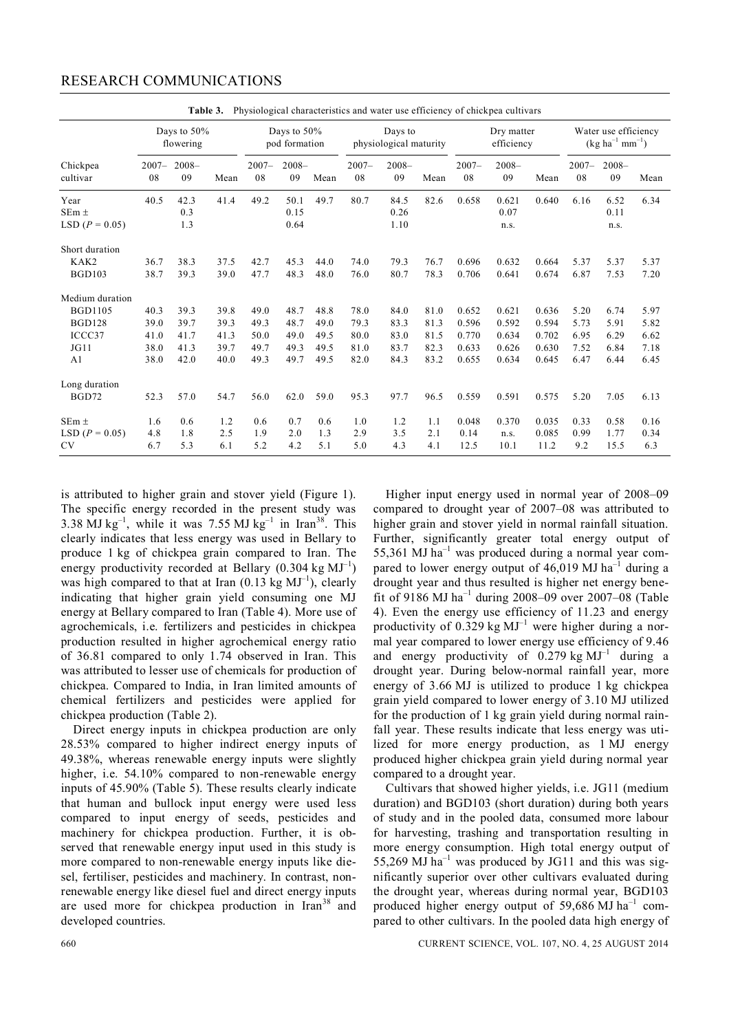**Table 3.** Physiological characteristics and water use efficiency of chickpea cultivars

| Chickpea cultivar | Days to 50% flowering | | | Days to 50% pod formation | | | Days to physiological maturity | | | Dry matter efficiency | | | Water use efficiency (kg $ha^{-1}$ $mm^{-1}$) | | |
|---|---|---|---|---|---|---|---|---|---|---|---|---|---|---|---|
| | 2007–08 | 2008–09 | Mean | 2007–08 | 2008–09 | Mean | 2007–08 | 2008–09 | Mean | 2007–08 | 2008–09 | Mean | 2007–08 | 2008–09 | Mean |
| Year | 40.5 | 42.3 | 41.4 | 49.2 | 50.1 | 49.7 | 80.7 | 84.5 | 82.6 | 0.658 | 0.621 | 0.640 | 6.16 | 6.52 | 6.34 |
| SEm ± | | 0.3 | | | 0.15 | | | 0.26 | | | 0.07 | | | 0.11 | |
| LSD ($P$ = 0.05) | | 1.3 | | | 0.64 | | | 1.10 | | | n.s. | | | n.s. | |
| Short duration | | | | | | | | | | | | | | | |
| KAK2 | 36.7 | 38.3 | 37.5 | 42.7 | 45.3 | 44.0 | 74.0 | 79.3 | 76.7 | 0.696 | 0.632 | 0.664 | 5.37 | 5.37 | 5.37 |
| BGD103 | 38.7 | 39.3 | 39.0 | 47.7 | 48.3 | 48.0 | 76.0 | 80.7 | 78.3 | 0.706 | 0.641 | 0.674 | 6.87 | 7.53 | 7.20 |
| Medium duration | | | | | | | | | | | | | | | |
| BGD1105 | 40.3 | 39.3 | 39.8 | 49.0 | 48.7 | 48.8 | 78.0 | 84.0 | 81.0 | 0.652 | 0.621 | 0.636 | 5.20 | 6.74 | 5.97 |
| BGD128 | 39.0 | 39.7 | 39.3 | 49.3 | 48.7 | 49.0 | 79.3 | 83.3 | 81.3 | 0.596 | 0.592 | 0.594 | 5.73 | 5.91 | 5.82 |
| ICCC37 | 41.0 | 41.7 | 41.3 | 50.0 | 49.0 | 49.5 | 80.0 | 83.0 | 81.5 | 0.770 | 0.634 | 0.702 | 6.95 | 6.29 | 6.62 |
| JG11 | 38.0 | 41.3 | 39.7 | 49.7 | 49.3 | 49.5 | 81.0 | 83.7 | 82.3 | 0.633 | 0.626 | 0.630 | 7.52 | 6.84 | 7.18 |
| A1 | 38.0 | 42.0 | 40.0 | 49.3 | 49.7 | 49.5 | 82.0 | 84.3 | 83.2 | 0.655 | 0.634 | 0.645 | 6.47 | 6.44 | 6.45 |
| Long duration | | | | | | | | | | | | | | | |
| BGD72 | 52.3 | 57.0 | 54.7 | 56.0 | 62.0 | 59.0 | 95.3 | 97.7 | 96.5 | 0.559 | 0.591 | 0.575 | 5.20 | 7.05 | 6.13 |
| SEm ± | 1.6 | 0.6 | 1.2 | 0.6 | 0.7 | 0.6 | 1.0 | 1.2 | 1.1 | 0.048 | 0.370 | 0.035 | 0.33 | 0.58 | 0.16 |
| LSD ($P$ = 0.05) | 4.8 | 1.8 | 2.5 | 1.9 | 2.0 | 1.3 | 2.9 | 3.5 | 2.1 | 0.14 | n.s. | 0.085 | 0.99 | 1.77 | 0.34 |
| CV | 6.7 | 5.3 | 6.1 | 5.2 | 4.2 | 5.1 | 5.0 | 4.3 | 4.1 | 12.5 | 10.1 | 11.2 | 9.2 | 15.5 | 6.3 |

is attributed to higher grain and stover yield (Figure 1). The specific energy recorded in the present study was 3.38 MJ $kg^{-1}$, while it was 7.55 MJ $kg^{-1}$ in Iran[38]. This clearly indicates that less energy was used in Bellary to produce 1 kg of chickpea grain compared to Iran. The energy productivity recorded at Bellary (0.304 kg $MJ^{-1}$) was high compared to that at Iran (0.13 kg $MJ^{-1}$), clearly indicating that higher grain yield consuming one MJ energy at Bellary compared to Iran (Table 4). More use of agrochemicals, i.e. fertilizers and pesticides in chickpea production resulted in higher agrochemical energy ratio of 36.81 compared to only 1.74 observed in Iran. This was attributed to lesser use of chemicals for production of chickpea. Compared to India, in Iran limited amounts of chemical fertilizers and pesticides were applied for chickpea production (Table 2).

Direct energy inputs in chickpea production are only 28.53% compared to higher indirect energy inputs of 49.38%, whereas renewable energy inputs were slightly higher, i.e. 54.10% compared to non-renewable energy inputs of 45.90% (Table 5). These results clearly indicate that human and bullock input energy were used less compared to input energy of seeds, pesticides and machinery for chickpea production. Further, it is observed that renewable energy input used in this study is more compared to non-renewable energy inputs like diesel, fertiliser, pesticides and machinery. In contrast, non-renewable energy like diesel fuel and direct energy inputs are used more for chickpea production in Iran[38] and developed countries.

Higher input energy used in normal year of 2008–09 compared to drought year of 2007–08 was attributed to higher grain and stover yield in normal rainfall situation. Further, significantly greater total energy output of 55,361 MJ $ha^{-1}$ was produced during a normal year compared to lower energy output of 46,019 MJ $ha^{-1}$ during a drought year and thus resulted is higher net energy benefit of 9186 MJ $ha^{-1}$ during 2008–09 over 2007–08 (Table 4). Even the energy use efficiency of 11.23 and energy productivity of 0.329 kg $MJ^{-1}$ were higher during a normal year compared to lower energy use efficiency of 9.46 and energy productivity of 0.279 kg $MJ^{-1}$ during a drought year. During below-normal rainfall year, more energy of 3.66 MJ is utilized to produce 1 kg chickpea grain yield compared to lower energy of 3.10 MJ utilized for the production of 1 kg grain yield during normal rainfall year. These results indicate that less energy was utilized for more energy production, as 1 MJ energy produced higher chickpea grain yield during normal year compared to a drought year.

Cultivars that showed higher yields, i.e. JG11 (medium duration) and BGD103 (short duration) during both years of study and in the pooled data, consumed more labour for harvesting, trashing and transportation resulting in more energy consumption. High total energy output of 55,269 MJ $ha^{-1}$ was produced by JG11 and this was significantly superior over other cultivars evaluated during the drought year, whereas during normal year, BGD103 produced higher energy output of 59,686 MJ $ha^{-1}$ compared to other cultivars. In the pooled data high energy of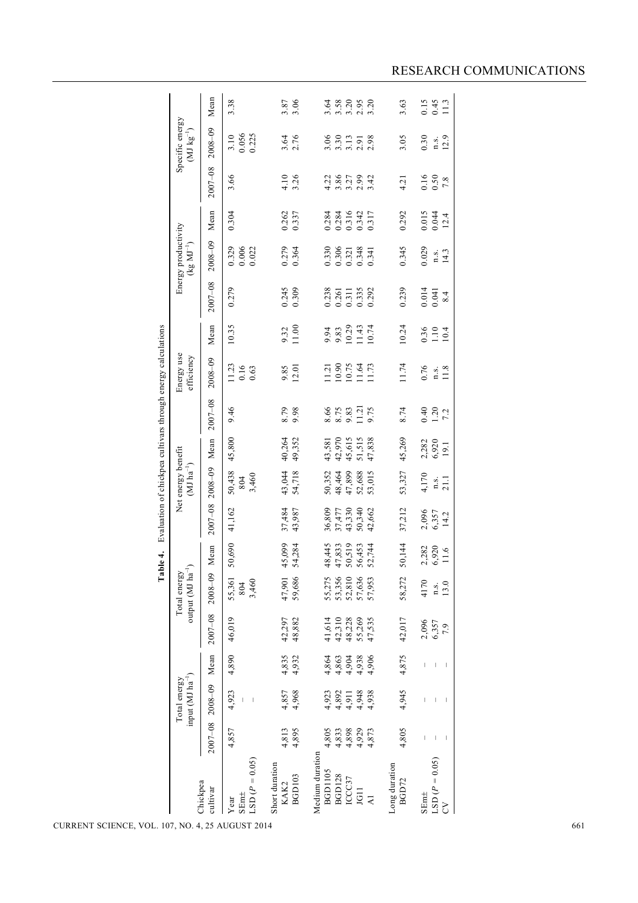**Table 4.** Evaluation of chickpea cultivars through energy calculations

| Chickpea cultivar | Total energy input (MJ ha$^{-1}$) | | | Total energy output (MJ ha$^{-1}$) | | | Net energy benefit (MJ ha$^{-1}$) | | | Energy use efficiency | | | Energy productivity (kg MJ$^{-1}$) | | | Specific energy (MJ kg$^{-1}$) | | |
|---|---|---|---|---|---|---|---|---|---|---|---|---|---|---|---|---|---|---|
| | 2007–08 | 2008–09 | Mean | 2007–08 | 2008–09 | Mean | 2007–08 | 2008–09 | Mean | 2007–08 | 2008–09 | Mean | 2007–08 | 2008–09 | Mean | 2007–08 | 2008–09 | Mean |
| Year | 4,857 | 4,923 | 4,890 | 46,019 | 55,361 | 50,690 | 41,162 | 50,438 | 45,800 | 9.46 | 11.23 | 10.35 | 0.279 | 0.329 | 0.304 | 3.66 | 3.10 | 3.38 |
| SEm± | | – | | | 804 | | | 804 | | | 0.16 | | | 0.006 | | | 0.056 | |
| LSD ($P$ = 0.05) | | – | | | 3,460 | | | 3,460 | | | 0.63 | | | 0.022 | | | 0.225 | |
| Short duration | | | | | | | | | | | | | | | | | | |
| KAK2 | 4,813 | 4,857 | 4,835 | 42,297 | 47,901 | 45,099 | 37,484 | 43,044 | 40,264 | 8.79 | 9.85 | 9.32 | 0.245 | 0.279 | 0.262 | 4.10 | 3.64 | 3.87 |
| BGD103 | 4,895 | 4,968 | 4,932 | 48,882 | 59,686 | 54,284 | 43,987 | 54,718 | 49,352 | 9.98 | 12.01 | 11.00 | 0.309 | 0.364 | 0.337 | 3.26 | 2.76 | 3.06 |
| Medium duration | | | | | | | | | | | | | | | | | | |
| BGD1105 | 4,805 | 4,923 | 4,864 | 41,614 | 55,275 | 48,445 | 36,809 | 50,352 | 43,581 | 8.66 | 11.21 | 9.94 | 0.238 | 0.330 | 0.284 | 4.22 | 3.06 | 3.64 |
| BGD128 | 4,833 | 4,892 | 4,863 | 42,310 | 53,356 | 47,833 | 37,477 | 48,464 | 42,970 | 8.75 | 10.90 | 9.83 | 0.261 | 0.306 | 0.284 | 3.86 | 3.30 | 3.58 |
| ICCC37 | 4,898 | 4,911 | 4,904 | 48,228 | 52,810 | 50,519 | 43,330 | 47,899 | 45,615 | 9.83 | 10.75 | 10.29 | 0.311 | 0.321 | 0.316 | 3.27 | 3.13 | 3.20 |
| JG11 | 4,929 | 4,948 | 4,938 | 55,269 | 57,636 | 56,453 | 50,340 | 52,688 | 51,515 | 11.21 | 11.64 | 11.43 | 0.335 | 0.348 | 0.342 | 2.99 | 2.91 | 2.95 |
| A1 | 4,873 | 4,938 | 4,906 | 47,535 | 57,953 | 52,744 | 42,662 | 53,015 | 47,838 | 9.75 | 11.73 | 10.74 | 0.292 | 0.341 | 0.317 | 3.42 | 2.98 | 3.20 |
| Long duration | | | | | | | | | | | | | | | | | | |
| BGD72 | 4,805 | 4,945 | 4,875 | 42,017 | 58,272 | 50,144 | 37,212 | 53,327 | 45,269 | 8.74 | 11.74 | 10.24 | 0.239 | 0.345 | 0.292 | 4.21 | 3.05 | 3.63 |
| SEm± | – | – | – | 2,096 | 4170 | 2,282 | 2,096 | 4,170 | 2,282 | 0.40 | 0.76 | 0.36 | 0.014 | 0.029 | 0.015 | 0.16 | 0.30 | 0.15 |
| LSD ($P$ = 0.05) | – | – | – | 6,357 | n.s. | 6,920 | 6,357 | n.s. | 6,920 | 1.20 | n.s. | 1.10 | 0.041 | n.s. | 0.044 | 0.50 | n.s. | 0.45 |
| CV | – | – | – | 7.9 | 13.0 | 11.6 | 14.2 | 21.1 | 19.1 | 7.2 | 11.8 | 10.4 | 8.4 | 14.3 | 12.4 | 7.8 | 12.9 | 11.3 |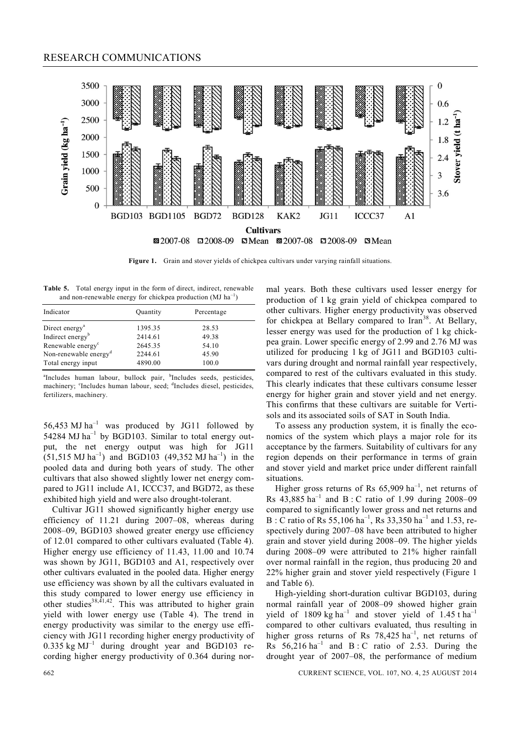**Figure 1.** Grain and stover yields of chickpea cultivars under varying rainfall situations.

**Table 5.** Total energy input in the form of direct, indirect, renewable and non-renewable energy for chickpea production (MJ $ha^{-1}$)

| Indicator | Quantity | Percentage |
|---|---|---|
| Direct energy[a] | 1395.35 | 28.53 |
| Indirect energy[b] | 2414.61 | 49.38 |
| Renewable energy[c] | 2645.35 | 54.10 |
| Non-renewable energy[d] | 2244.61 | 45.90 |
| Total energy input | 4890.00 | 100.0 |

[a]Includes human labour, bullock pair, [b]Includes seeds, pesticides, machinery; [c]Includes human labour, seed; [d]Includes diesel, pesticides, fertilizers, machinery.

56,453 MJ $ha^{-1}$ was produced by JG11 followed by 54284 MJ $ha^{-1}$ by BGD103. Similar to total energy output, the net energy output was high for JG11 (51,515 MJ $ha^{-1}$) and BGD103 (49,352 MJ $ha^{-1}$) in the pooled data and during both years of study. The other cultivars that also showed slightly lower net energy compared to JG11 include A1, ICCC37, and BGD72, as these exhibited high yield and were also drought-tolerant.

Cultivar JG11 showed significantly higher energy use efficiency of 11.21 during 2007–08, whereas during 2008–09, BGD103 showed greater energy use efficiency of 12.01 compared to other cultivars evaluated (Table 4). Higher energy use efficiency of 11.43, 11.00 and 10.74 was shown by JG11, BGD103 and A1, respectively over other cultivars evaluated in the pooled data. Higher energy use efficiency was shown by all the cultivars evaluated in this study compared to lower energy use efficiency in other studies[38,41,42]. This was attributed to higher grain yield with lower energy use (Table 4). The trend in energy productivity was similar to the energy use efficiency with JG11 recording higher energy productivity of 0.335 kg $MJ^{-1}$ during drought year and BGD103 recording higher energy productivity of 0.364 during normal years. Both these cultivars used lesser energy for production of 1 kg grain yield of chickpea compared to other cultivars. Higher energy productivity was observed for chickpea at Bellary compared to Iran[38]. At Bellary, lesser energy was used for the production of 1 kg chickpea grain. Lower specific energy of 2.99 and 2.76 MJ was utilized for producing 1 kg of JG11 and BGD103 cultivars during drought and normal rainfall year respectively, compared to rest of the cultivars evaluated in this study. This clearly indicates that these cultivars consume lesser energy for higher grain and stover yield and net energy. This confirms that these cultivars are suitable for Vertisols and its associated soils of SAT in South India.

To assess any production system, it is finally the economics of the system which plays a major role for its acceptance by the farmers. Suitability of cultivars for any region depends on their performance in terms of grain and stover yield and market price under different rainfall situations.

Higher gross returns of Rs 65,909 $ha^{-1}$, net returns of Rs 43,885 $ha^{-1}$ and B : C ratio of 1.99 during 2008–09 compared to significantly lower gross and net returns and B : C ratio of Rs 55,106 $ha^{-1}$, Rs 33,350 $ha^{-1}$ and 1.53, respectively during 2007–08 have been attributed to higher grain and stover yield during 2008–09. The higher yields during 2008–09 were attributed to 21% higher rainfall over normal rainfall in the region, thus producing 20 and 22% higher grain and stover yield respectively (Figure 1 and Table 6).

High-yielding short-duration cultivar BGD103, during normal rainfall year of 2008–09 showed higher grain yield of 1809 kg $ha^{-1}$ and stover yield of 1.45 t $ha^{-1}$ compared to other cultivars evaluated, thus resulting in higher gross returns of Rs 78,425 $ha^{-1}$, net returns of Rs 56,216 $ha^{-1}$ and B : C ratio of 2.53. During the drought year of 2007–08, the performance of medium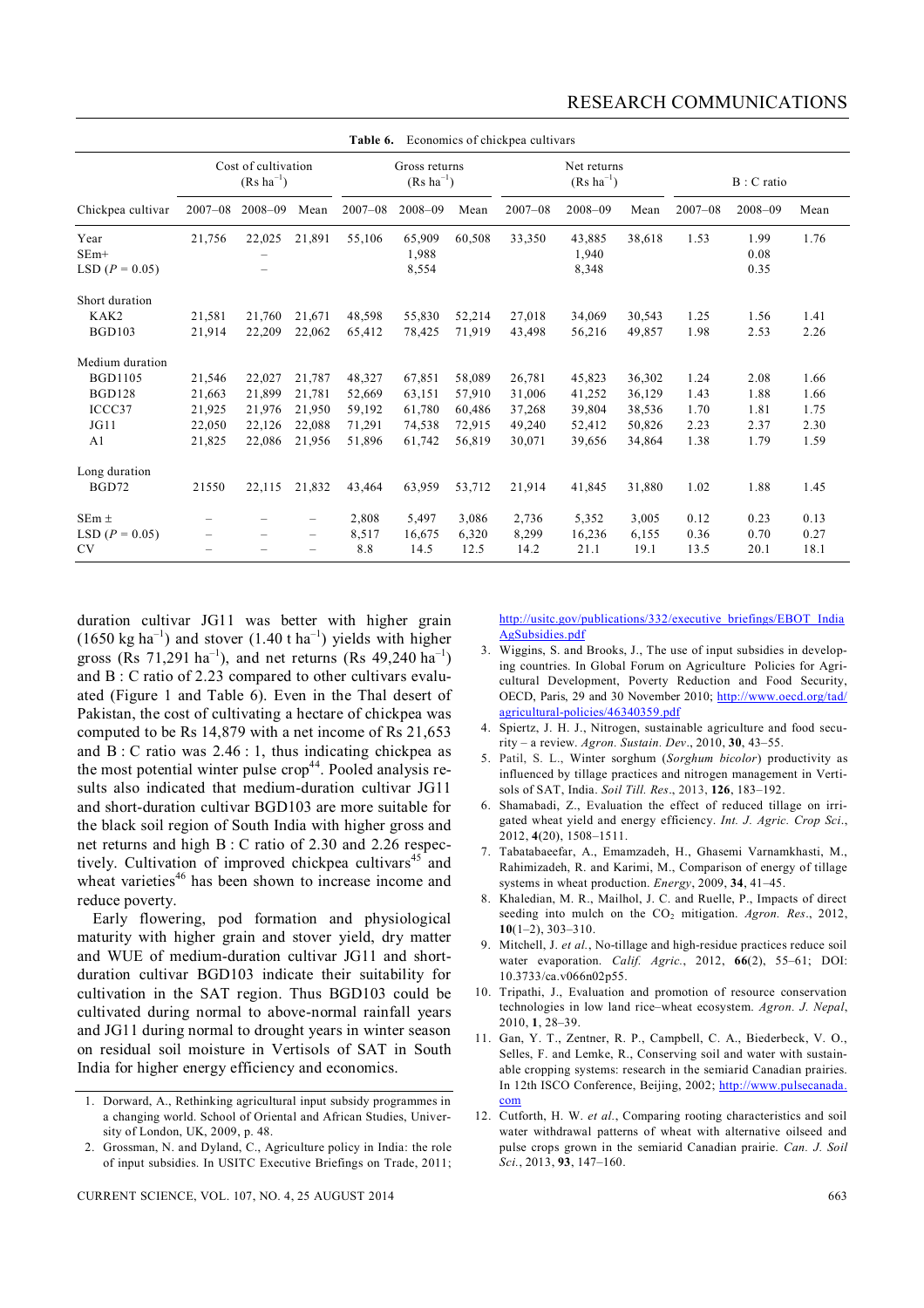Table 6. Economics of chickpea cultivars

| Chickpea cultivar | Cost of cultivation (Rs $ha^{-1}$) | | | Gross returns (Rs $ha^{-1}$) | | | Net returns (Rs $ha^{-1}$) | | | B : C ratio | | |
|---|---|---|---|---|---|---|---|---|---|---|---|---|
| | 2007–08 | 2008–09 | Mean | 2007–08 | 2008–09 | Mean | 2007–08 | 2008–09 | Mean | 2007–08 | 2008–09 | Mean |
| Year | 21,756 | 22,025 | 21,891 | 55,106 | 65,909 | 60,508 | 33,350 | 43,885 | 38,618 | 1.53 | 1.99 | 1.76 |
| SEm+ | | – | | | 1,988 | | | 1,940 | | | 0.08 | |
| LSD ($P$ = 0.05) | | – | | | 8,554 | | | 8,348 | | | 0.35 | |
| Short duration | | | | | | | | | | | | |
| KAK2 | 21,581 | 21,760 | 21,671 | 48,598 | 55,830 | 52,214 | 27,018 | 34,069 | 30,543 | 1.25 | 1.56 | 1.41 |
| BGD103 | 21,914 | 22,209 | 22,062 | 65,412 | 78,425 | 71,919 | 43,498 | 56,216 | 49,857 | 1.98 | 2.53 | 2.26 |
| Medium duration | | | | | | | | | | | | |
| BGD1105 | 21,546 | 22,027 | 21,787 | 48,327 | 67,851 | 58,089 | 26,781 | 45,823 | 36,302 | 1.24 | 2.08 | 1.66 |
| BGD128 | 21,663 | 21,899 | 21,781 | 52,669 | 63,151 | 57,910 | 31,006 | 41,252 | 36,129 | 1.43 | 1.88 | 1.66 |
| ICCC37 | 21,925 | 21,976 | 21,950 | 59,192 | 61,780 | 60,486 | 37,268 | 39,804 | 38,536 | 1.70 | 1.81 | 1.75 |
| JG11 | 22,050 | 22,126 | 22,088 | 71,291 | 74,538 | 72,915 | 49,240 | 52,412 | 50,826 | 2.23 | 2.37 | 2.30 |
| A1 | 21,825 | 22,086 | 21,956 | 51,896 | 61,742 | 56,819 | 30,071 | 39,656 | 34,864 | 1.38 | 1.79 | 1.59 |
| Long duration | | | | | | | | | | | | |
| BGD72 | 21550 | 22,115 | 21,832 | 43,464 | 63,959 | 53,712 | 21,914 | 41,845 | 31,880 | 1.02 | 1.88 | 1.45 |
| SEm ± | – | – | – | 2,808 | 5,497 | 3,086 | 2,736 | 5,352 | 3,005 | 0.12 | 0.23 | 0.13 |
| LSD ($P$ = 0.05) | – | – | – | 8,517 | 16,675 | 6,320 | 8,299 | 16,236 | 6,155 | 0.36 | 0.70 | 0.27 |
| CV | – | – | – | 8.8 | 14.5 | 12.5 | 14.2 | 21.1 | 19.1 | 13.5 | 20.1 | 18.1 |

duration cultivar JG11 was better with higher grain (1650 kg $ha^{-1}$) and stover (1.40 t $ha^{-1}$) yields with higher gross (Rs 71,291 $ha^{-1}$), and net returns (Rs 49,240 $ha^{-1}$) and B : C ratio of 2.23 compared to other cultivars evaluated (Figure 1 and Table 6). Even in the Thal desert of Pakistan, the cost of cultivating a hectare of chickpea was computed to be Rs 14,879 with a net income of Rs 21,653 and B : C ratio was 2.46 : 1, thus indicating chickpea as the most potential winter pulse crop[44]. Pooled analysis results also indicated that medium-duration cultivar JG11 and short-duration cultivar BGD103 are more suitable for the black soil region of South India with higher gross and net returns and high B : C ratio of 2.30 and 2.26 respectively. Cultivation of improved chickpea cultivars[45] and wheat varieties[46] has been shown to increase income and reduce poverty.

Early flowering, pod formation and physiological maturity with higher grain and stover yield, dry matter and WUE of medium-duration cultivar JG11 and short-duration cultivar BGD103 indicate their suitability for cultivation in the SAT region. Thus BGD103 could be cultivated during normal to above-normal rainfall years and JG11 during normal to drought years in winter season on residual soil moisture in Vertisols of SAT in South India for higher energy efficiency and economics.

1. Dorward, A., Rethinking agricultural input subsidy programmes in a changing world. School of Oriental and African Studies, University of London, UK, 2009, p. 48.
2. Grossman, N. and Dyland, C., Agriculture policy in India: the role of input subsidies. In USITC Executive Briefings on Trade, 2011; http://usitc.gov/publications/332/executive_briefings/EBOT_India_AgSubsidies.pdf
3. Wiggins, S. and Brooks, J., The use of input subsidies in developing countries. In Global Forum on Agriculture Policies for Agricultural Development, Poverty Reduction and Food Security, OECD, Paris, 29 and 30 November 2010; http://www.oecd.org/tad/agricultural-policies/46340359.pdf
4. Spiertz, J. H. J., Nitrogen, sustainable agriculture and food security – a review. *Agron. Sustain. Dev*., 2010, **30**, 43–55.
5. Patil, S. L., Winter sorghum (*Sorghum bicolor*) productivity as influenced by tillage practices and nitrogen management in Vertisols of SAT, India. *Soil Till. Res*., 2013, **126**, 183–192.
6. Shamabadi, Z., Evaluation the effect of reduced tillage on irrigated wheat yield and energy efficiency. *Int. J. Agric. Crop Sci*., 2012, **4**(20), 1508–1511.
7. Tabatabaeefar, A., Emamzadeh, H., Ghasemi Varnamkhasti, M., Rahimizadeh, R. and Karimi, M., Comparison of energy of tillage systems in wheat production. *Energy*, 2009, **34**, 41–45.
8. Khaledian, M. R., Mailhol, J. C. and Ruelle, P., Impacts of direct seeding into mulch on the $CO_2$ mitigation. *Agron. Res*., 2012, **10**(1–2), 303–310.
9. Mitchell, J. *et al.*, No-tillage and high-residue practices reduce soil water evaporation. *Calif. Agric.*, 2012, **66**(2), 55–61; DOI: 10.3733/ca.v066n02p55.
10. Tripathi, J., Evaluation and promotion of resource conservation technologies in low land rice–wheat ecosystem. *Agron. J. Nepal*, 2010, **1**, 28–39.
11. Gan, Y. T., Zentner, R. P., Campbell, C. A., Biederbeck, V. O., Selles, F. and Lemke, R., Conserving soil and water with sustainable cropping systems: research in the semiarid Canadian prairies. In 12th ISCO Conference, Beijing, 2002; http://www.pulsecanada.com
12. Cutforth, H. W. *et al.*, Comparing rooting characteristics and soil water withdrawal patterns of wheat with alternative oilseed and pulse crops grown in the semiarid Canadian prairie. *Can. J. Soil Sci.*, 2013, **93**, 147–160.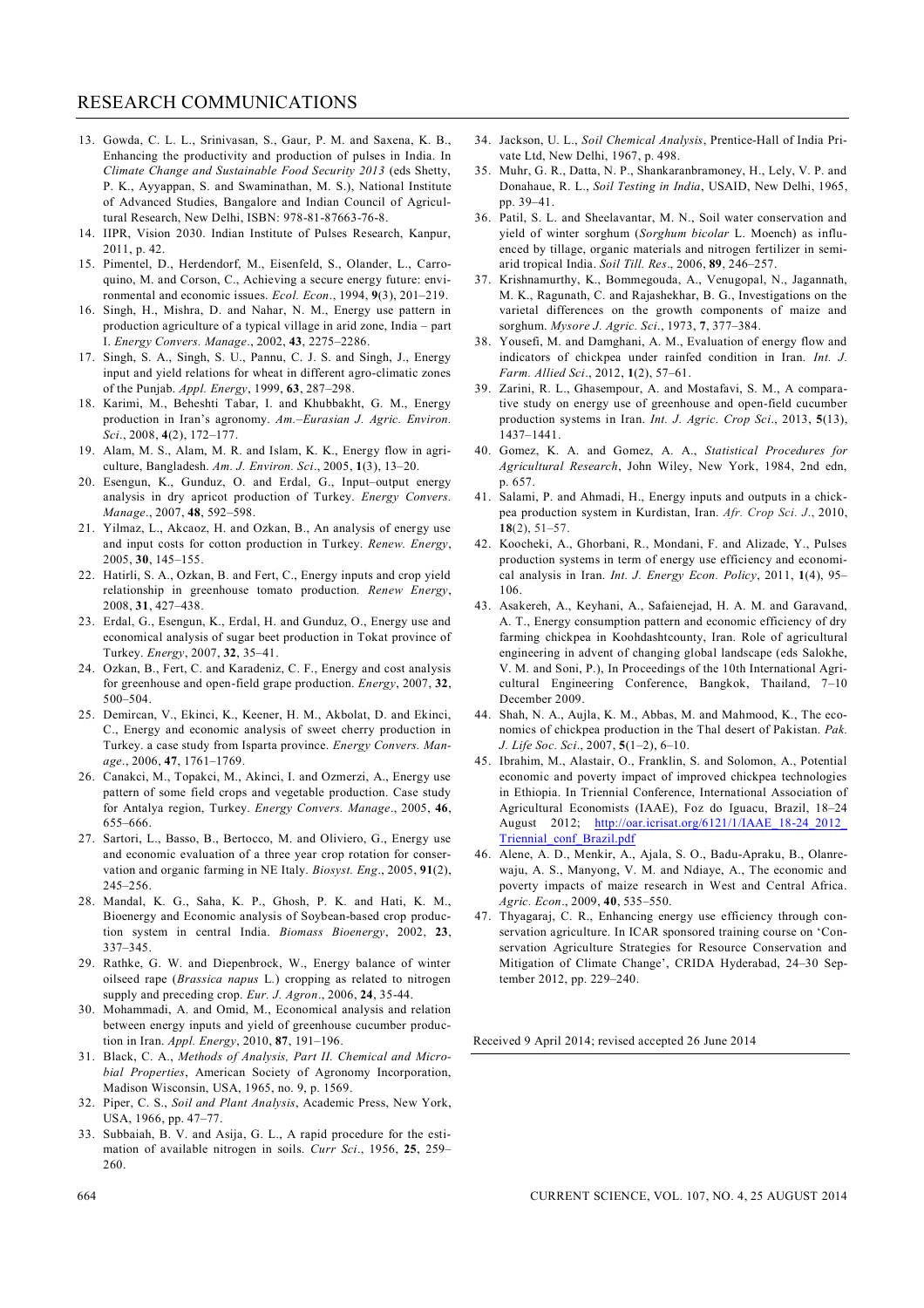13. Gowda, C. L. L., Srinivasan, S., Gaur, P. M. and Saxena, K. B., Enhancing the productivity and production of pulses in India. In *Climate Change and Sustainable Food Security 2013* (eds Shetty, P. K., Ayyappan, S. and Swaminathan, M. S.), National Institute of Advanced Studies, Bangalore and Indian Council of Agricultural Research, New Delhi, ISBN: 978-81-87663-76-8.
14. IIPR, Vision 2030. Indian Institute of Pulses Research, Kanpur, 2011, p. 42.
15. Pimentel, D., Herdendorf, M., Eisenfeld, S., Olander, L., Carroquino, M. and Corson, C., Achieving a secure energy future: environmental and economic issues. *Ecol. Econ*., 1994, **9**(3), 201–219.
16. Singh, H., Mishra, D. and Nahar, N. M., Energy use pattern in production agriculture of a typical village in arid zone, India – part I. *Energy Convers. Manage*., 2002, **43**, 2275–2286.
17. Singh, S. A., Singh, S. U., Pannu, C. J. S. and Singh, J., Energy input and yield relations for wheat in different agro-climatic zones of the Punjab. *Appl. Energy*, 1999, **63**, 287–298.
18. Karimi, M., Beheshti Tabar, I. and Khubbakht, G. M., Energy production in Iran's agronomy. *Am.–Eurasian J. Agric. Environ. Sci*., 2008, **4**(2), 172–177.
19. Alam, M. S., Alam, M. R. and Islam, K. K., Energy flow in agriculture, Bangladesh. *Am. J. Environ. Sci*., 2005, **1**(3), 13–20.
20. Esengun, K., Gunduz, O. and Erdal, G., Input–output energy analysis in dry apricot production of Turkey. *Energy Convers. Manage*., 2007, **48**, 592–598.
21. Yilmaz, L., Akcaoz, H. and Ozkan, B., An analysis of energy use and input costs for cotton production in Turkey. *Renew. Energy*, 2005, **30**, 145–155.
22. Hatirli, S. A., Ozkan, B. and Fert, C., Energy inputs and crop yield relationship in greenhouse tomato production. *Renew Energy*, 2008, **31**, 427–438.
23. Erdal, G., Esengun, K., Erdal, H. and Gunduz, O., Energy use and economical analysis of sugar beet production in Tokat province of Turkey. *Energy*, 2007, **32**, 35–41.
24. Ozkan, B., Fert, C. and Karadeniz, C. F., Energy and cost analysis for greenhouse and open-field grape production. *Energy*, 2007, **32**, 500–504.
25. Demircan, V., Ekinci, K., Keener, H. M., Akbolat, D. and Ekinci, C., Energy and economic analysis of sweet cherry production in Turkey. a case study from Isparta province. *Energy Convers. Manage*., 2006, **47**, 1761–1769.
26. Canakci, M., Topakci, M., Akinci, I. and Ozmerzi, A., Energy use pattern of some field crops and vegetable production. Case study for Antalya region, Turkey. *Energy Convers. Manage*., 2005, **46**, 655–666.
27. Sartori, L., Basso, B., Bertocco, M. and Oliviero, G., Energy use and economic evaluation of a three year crop rotation for conservation and organic farming in NE Italy. *Biosyst. Eng*., 2005, **91**(2), 245–256.
28. Mandal, K. G., Saha, K. P., Ghosh, P. K. and Hati, K. M., Bioenergy and Economic analysis of Soybean-based crop production system in central India. *Biomass Bioenergy*, 2002, **23**, 337–345.
29. Rathke, G. W. and Diepenbrock, W., Energy balance of winter oilseed rape (*Brassica napus* L.) cropping as related to nitrogen supply and preceding crop. *Eur. J. Agron*., 2006, **24**, 35-44.
30. Mohammadi, A. and Omid, M., Economical analysis and relation between energy inputs and yield of greenhouse cucumber production in Iran. *Appl. Energy*, 2010, **87**, 191–196.
31. Black, C. A., *Methods of Analysis, Part II. Chemical and Microbial Properties*, American Society of Agronomy Incorporation, Madison Wisconsin, USA, 1965, no. 9, p. 1569.
32. Piper, C. S., *Soil and Plant Analysis*, Academic Press, New York, USA, 1966, pp. 47–77.
33. Subbaiah, B. V. and Asija, G. L., A rapid procedure for the estimation of available nitrogen in soils. *Curr Sci*., 1956, **25**, 259–260.
34. Jackson, U. L., *Soil Chemical Analysis*, Prentice-Hall of India Private Ltd, New Delhi, 1967, p. 498.
35. Muhr, G. R., Datta, N. P., Shankaranbramoney, H., Lely, V. P. and Donahaue, R. L., *Soil Testing in India*, USAID, New Delhi, 1965, pp. 39–41.
36. Patil, S. L. and Sheelavantar, M. N., Soil water conservation and yield of winter sorghum (*Sorghum bicolar* L. Moench) as influenced by tillage, organic materials and nitrogen fertilizer in semi-arid tropical India. *Soil Till. Res*., 2006, **89**, 246–257.
37. Krishnamurthy, K., Bommegouda, A., Venugopal, N., Jagannath, M. K., Ragunath, C. and Rajashekhar, B. G., Investigations on the varietal differences on the growth components of maize and sorghum. *Mysore J. Agric. Sci*., 1973, **7**, 377–384.
38. Yousefi, M. and Damghani, A. M., Evaluation of energy flow and indicators of chickpea under rainfed condition in Iran. *Int. J. Farm. Allied Sci*., 2012, **1**(2), 57–61.
39. Zarini, R. L., Ghasempour, A. and Mostafavi, S. M., A comparative study on energy use of greenhouse and open-field cucumber production systems in Iran. *Int. J. Agric. Crop Sci*., 2013, **5**(13), 1437–1441.
40. Gomez, K. A. and Gomez, A. A., *Statistical Procedures for Agricultural Research*, John Wiley, New York, 1984, 2nd edn, p. 657.
41. Salami, P. and Ahmadi, H., Energy inputs and outputs in a chickpea production system in Kurdistan, Iran. *Afr. Crop Sci. J*., 2010, **18**(2), 51–57.
42. Koocheki, A., Ghorbani, R., Mondani, F. and Alizade, Y., Pulses production systems in term of energy use efficiency and economical analysis in Iran. *Int. J. Energy Econ. Policy*, 2011, **1**(4), 95–106.
43. Asakereh, A., Keyhani, A., Safaienejad, H. A. M. and Garavand, A. T., Energy consumption pattern and economic efficiency of dry farming chickpea in Koohdashtcounty, Iran. Role of agricultural engineering in advent of changing global landscape (eds Salokhe, V. M. and Soni, P.), In Proceedings of the 10th International Agricultural Engineering Conference, Bangkok, Thailand, 7–10 December 2009.
44. Shah, N. A., Aujla, K. M., Abbas, M. and Mahmood, K., The economics of chickpea production in the Thal desert of Pakistan. *Pak. J. Life Soc. Sci*., 2007, **5**(1–2), 6–10.
45. Ibrahim, M., Alastair, O., Franklin, S. and Solomon, A., Potential economic and poverty impact of improved chickpea technologies in Ethiopia. In Triennial Conference, International Association of Agricultural Economists (IAAE), Foz do Iguacu, Brazil, 18–24 August 2012; http://oar.icrisat.org/6121/1/IAAE_18-24_2012_Triennial_conf_Brazil.pdf
46. Alene, A. D., Menkir, A., Ajala, S. O., Badu-Apraku, B., Olanrewaju, A. S., Manyong, V. M. and Ndiaye, A., The economic and poverty impacts of maize research in West and Central Africa. *Agric. Econ*., 2009, **40**, 535–550.
47. Thyagaraj, C. R., Enhancing energy use efficiency through conservation agriculture. In ICAR sponsored training course on 'Conservation Agriculture Strategies for Resource Conservation and Mitigation of Climate Change', CRIDA Hyderabad, 24–30 September 2012, pp. 229–240.

Received 9 April 2014; revised accepted 26 June 2014